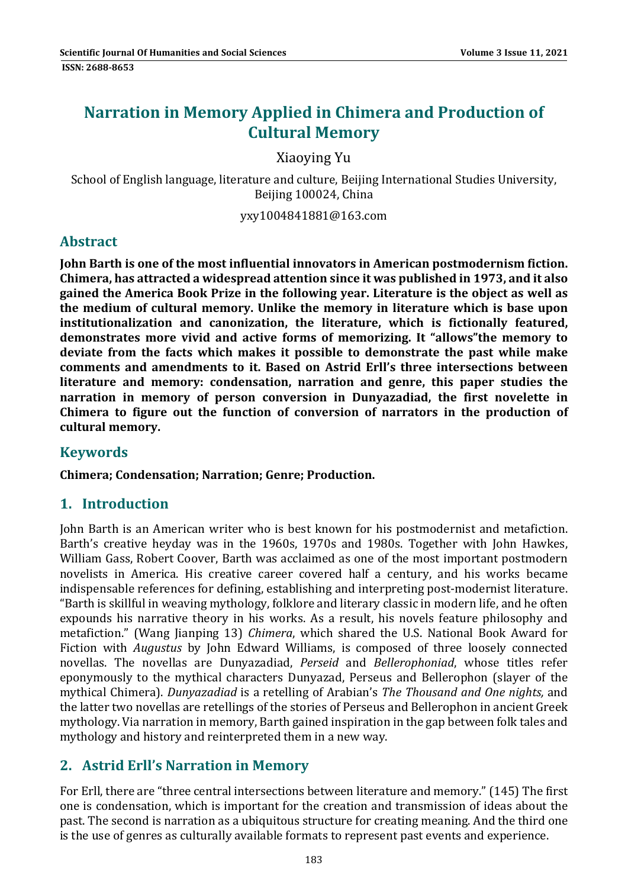# Narration in Memory Applied in Chimera and Production of Cultural Memory

Xiaoying Yu

School of English language, literature and culture, Beijing International Studies University, Beijing 100024, China

yxy1004841881@163.com

## Abstract

**John Barth is one of the most influential innovators in American postmodernism fiction. Chimera, has attracted a widespread attention since it was published in 1973, and it also gained the America Book Prize in the following year. Literature is the object as well as the medium of cultural memory. Unlike the memory in literature which is base upon institutionalization and canonization, the literature, which is fictionally featured, demonstrates more vivid and active forms of memorizing. It "allows"the memory to deviate from the facts which makes it possible to demonstrate the past while make comments and amendments to it. Based on Astrid Erll's three intersections between literature and memory: condensation, narration and genre, this paper studies the narration in memory of person conversion in Dunyazadiad, the first novelette in Chimera to figure out the function of conversion of narrators in the production of cultural memory.**

## Keywords

**Chimera; Condensation; Narration; Genre; Production.**

## 1. Introduction

John Barth is an American writer who is best known for his postmodernist and metafiction. Barth's creative heyday was in the 1960s, 1970s and 1980s. Together with John Hawkes, William Gass, Robert Coover, Barth was acclaimed as one of the most important postmodern novelists in America. His creative career covered half a century, and his works became indispensable references for defining, establishing and interpreting post-modernist literature. "Barth is skillful in weaving mythology, folklore and literary classic in modern life, and he often expounds his narrative theory in his works. As a result, his novels feature philosophy and metafiction." (Wang Jianping 13) *Chimera*, which shared the U.S. National Book Award for Fiction with *Augustus* by John Edward Williams, is composed of three loosely connected novellas. The novellas are Dunyazadiad, *Perseid* and *Bellerophoniad*, whose titles refer eponymously to the mythical characters Dunyazad, Perseus and Bellerophon (slayer of the mythical Chimera). *Dunyazadiad* is a retelling of Arabian's *The Thousand and One nights,* and the latter two novellas are retellings of the stories of Perseus and Bellerophon in ancient Greek mythology. Via narration in memory, Barth gained inspiration in the gap between folk tales and mythology and history and reinterpreted them in a new way.

## 2. Astrid Erll's Narration in Memory

For Erll, there are "three central intersections between literature and memory." (145) The first one is condensation, which is important for the creation and transmission of ideas about the past. The second is narration as a ubiquitous structure for creating meaning. And the third one is the use of genres as culturally available formats to represent past events and experience.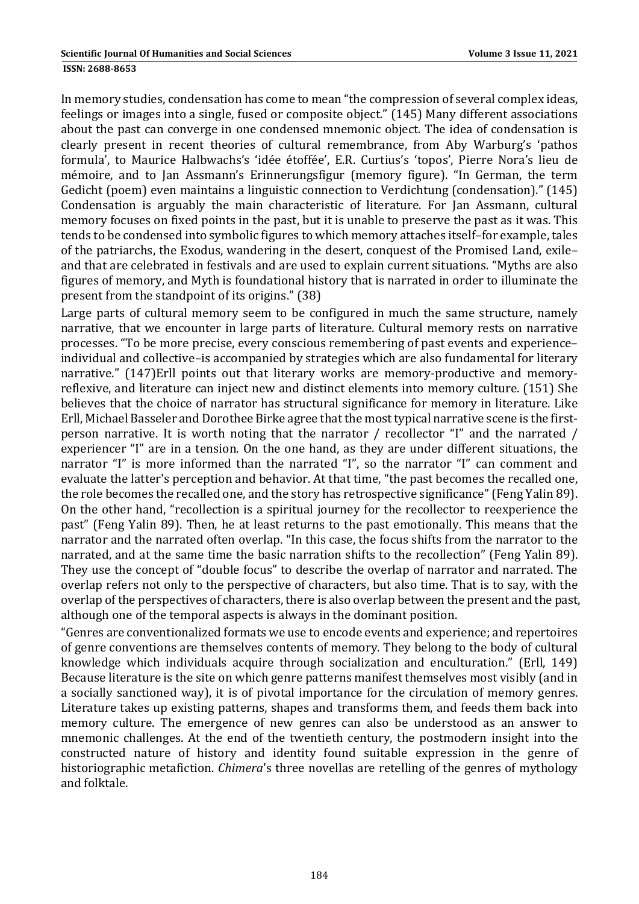In memory studies, condensation has come to mean "the compression of several complex ideas, feelings or images into a single, fused or composite object." (145) Many different associations about the past can converge in one condensed mnemonic object. The idea of condensation is clearly present in recent theories of cultural remembrance, from Aby Warburg's 'pathos formula', to Maurice Halbwachs's 'idée étoffée', E.R. Curtius's 'topos', Pierre Nora's lieu de mémoire, and to Jan Assmann's Erinnerungsfigur (memory figure). "In German, the term Gedicht (poem) even maintains a linguistic connection to Verdichtung (condensation)." (145) Condensation is arguably the main characteristic of literature. For Jan Assmann, cultural memory focuses on fixed points in the past, but it is unable to preserve the past as it was. This tends to be condensed into symbolic figures to which memory attaches itself–for example, tales of the patriarchs, the Exodus, wandering in the desert, conquest of the Promised Land, exile–and that are celebrated in festivals and are used to explain current situations. "Myths are also figures of memory, and Myth is foundational history that is narrated in order to illuminate the present from the standpoint of its origins." (38)

Large parts of cultural memory seem to be configured in much the same structure, namely narrative, that we encounter in large parts of literature. Cultural memory rests on narrative processes. "To be more precise, every conscious remembering of past events and experience–individual and collective–is accompanied by strategies which are also fundamental for literary narrative." (147)Erll points out that literary works are memory-productive and memory-reflexive, and literature can inject new and distinct elements into memory culture. (151) She believes that the choice of narrator has structural significance for memory in literature. Like Erll, Michael Basseler and Dorothee Birke agree that the most typical narrative scene is the first-person narrative. It is worth noting that the narrator / recollector "I" and the narrated / experiencer "I" are in a tension. On the one hand, as they are under different situations, the narrator "I" is more informed than the narrated "I", so the narrator "I" can comment and evaluate the latter's perception and behavior. At that time, "the past becomes the recalled one, the role becomes the recalled one, and the story has retrospective significance" (Feng Yalin 89). On the other hand, "recollection is a spiritual journey for the recollector to reexperience the past" (Feng Yalin 89). Then, he at least returns to the past emotionally. This means that the narrator and the narrated often overlap. "In this case, the focus shifts from the narrator to the narrated, and at the same time the basic narration shifts to the recollection" (Feng Yalin 89). They use the concept of "double focus" to describe the overlap of narrator and narrated. The overlap refers not only to the perspective of characters, but also time. That is to say, with the overlap of the perspectives of characters, there is also overlap between the present and the past, although one of the temporal aspects is always in the dominant position.

"Genres are conventionalized formats we use to encode events and experience; and repertoires of genre conventions are themselves contents of memory. They belong to the body of cultural knowledge which individuals acquire through socialization and enculturation." (Erll, 149) Because literature is the site on which genre patterns manifest themselves most visibly (and in a socially sanctioned way), it is of pivotal importance for the circulation of memory genres. Literature takes up existing patterns, shapes and transforms them, and feeds them back into memory culture. The emergence of new genres can also be understood as an answer to mnemonic challenges. At the end of the twentieth century, the postmodern insight into the constructed nature of history and identity found suitable expression in the genre of historiographic metafiction. *Chimera*'s three novellas are retelling of the genres of mythology and folktale.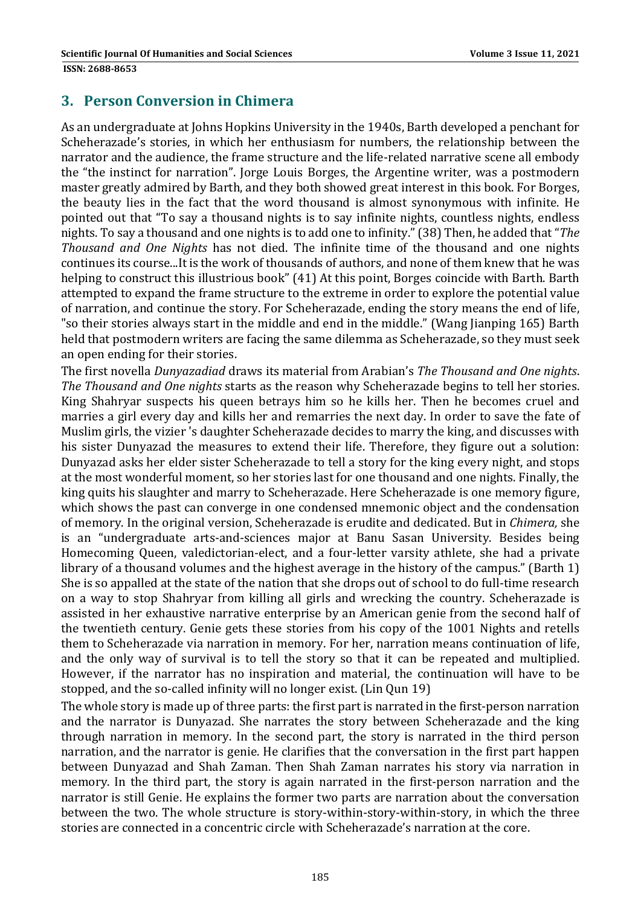## 3. Person Conversion in Chimera

As an undergraduate at Johns Hopkins University in the 1940s, Barth developed a penchant for Scheherazade's stories, in which her enthusiasm for numbers, the relationship between the narrator and the audience, the frame structure and the life-related narrative scene all embody the "the instinct for narration". Jorge Louis Borges, the Argentine writer, was a postmodern master greatly admired by Barth, and they both showed great interest in this book. For Borges, the beauty lies in the fact that the word thousand is almost synonymous with infinite. He pointed out that "To say a thousand nights is to say infinite nights, countless nights, endless nights. To say a thousand and one nights is to add one to infinity." (38) Then, he added that "*The Thousand and One Nights* has not died. The infinite time of the thousand and one nights continues its course...It is the work of thousands of authors, and none of them knew that he was helping to construct this illustrious book" (41) At this point, Borges coincide with Barth. Barth attempted to expand the frame structure to the extreme in order to explore the potential value of narration, and continue the story. For Scheherazade, ending the story means the end of life, "so their stories always start in the middle and end in the middle." (Wang Jianping 165) Barth held that postmodern writers are facing the same dilemma as Scheherazade, so they must seek an open ending for their stories.

The first novella *Dunyazadiad* draws its material from Arabian's *The Thousand and One nights*. *The Thousand and One nights* starts as the reason why Scheherazade begins to tell her stories. King Shahryar suspects his queen betrays him so he kills her. Then he becomes cruel and marries a girl every day and kills her and remarries the next day. In order to save the fate of Muslim girls, the vizier 's daughter Scheherazade decides to marry the king, and discusses with his sister Dunyazad the measures to extend their life. Therefore, they figure out a solution: Dunyazad asks her elder sister Scheherazade to tell a story for the king every night, and stops at the most wonderful moment, so her stories last for one thousand and one nights. Finally, the king quits his slaughter and marry to Scheherazade. Here Scheherazade is one memory figure, which shows the past can converge in one condensed mnemonic object and the condensation of memory. In the original version, Scheherazade is erudite and dedicated. But in *Chimera,* she is an "undergraduate arts-and-sciences major at Banu Sasan University. Besides being Homecoming Queen, valedictorian-elect, and a four-letter varsity athlete, she had a private library of a thousand volumes and the highest average in the history of the campus." (Barth 1) She is so appalled at the state of the nation that she drops out of school to do full-time research on a way to stop Shahryar from killing all girls and wrecking the country. Scheherazade is assisted in her exhaustive narrative enterprise by an American genie from the second half of the twentieth century. Genie gets these stories from his copy of the 1001 Nights and retells them to Scheherazade via narration in memory. For her, narration means continuation of life, and the only way of survival is to tell the story so that it can be repeated and multiplied. However, if the narrator has no inspiration and material, the continuation will have to be stopped, and the so-called infinity will no longer exist. (Lin Qun 19)

The whole story is made up of three parts: the first part is narrated in the first-person narration and the narrator is Dunyazad. She narrates the story between Scheherazade and the king through narration in memory. In the second part, the story is narrated in the third person narration, and the narrator is genie. He clarifies that the conversation in the first part happen between Dunyazad and Shah Zaman. Then Shah Zaman narrates his story via narration in memory. In the third part, the story is again narrated in the first-person narration and the narrator is still Genie. He explains the former two parts are narration about the conversation between the two. The whole structure is story-within-story-within-story, in which the three stories are connected in a concentric circle with Scheherazade's narration at the core.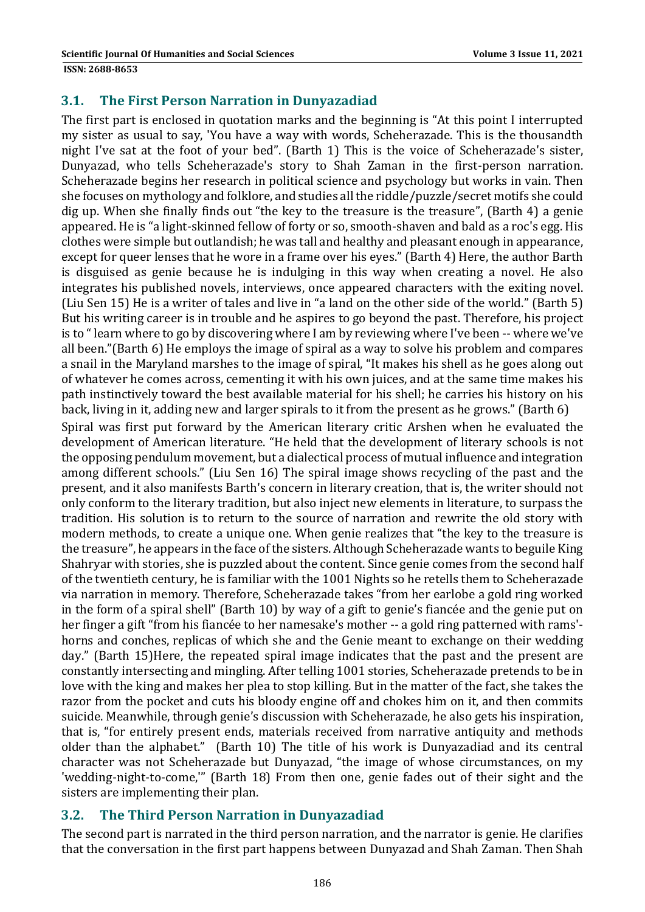## 3.1. The First Person Narration in Dunyazadiad

The first part is enclosed in quotation marks and the beginning is "At this point I interrupted my sister as usual to say, 'You have a way with words, Scheherazade. This is the thousandth night I've sat at the foot of your bed". (Barth 1) This is the voice of Scheherazade's sister, Dunyazad, who tells Scheherazade's story to Shah Zaman in the first-person narration. Scheherazade begins her research in political science and psychology but works in vain. Then she focuses on mythology and folklore, and studies all the riddle/puzzle/secret motifs she could dig up. When she finally finds out "the key to the treasure is the treasure", (Barth 4) a genie appeared. He is "a light-skinned fellow of forty or so, smooth-shaven and bald as a roc's egg. His clothes were simple but outlandish; he was tall and healthy and pleasant enough in appearance, except for queer lenses that he wore in a frame over his eyes." (Barth 4) Here, the author Barth is disguised as genie because he is indulging in this way when creating a novel. He also integrates his published novels, interviews, once appeared characters with the exiting novel. (Liu Sen 15) He is a writer of tales and live in "a land on the other side of the world." (Barth 5) But his writing career is in trouble and he aspires to go beyond the past. Therefore, his project is to " learn where to go by discovering where I am by reviewing where I've been -- where we've all been."(Barth 6) He employs the image of spiral as a way to solve his problem and compares a snail in the Maryland marshes to the image of spiral, "It makes his shell as he goes along out of whatever he comes across, cementing it with his own juices, and at the same time makes his path instinctively toward the best available material for his shell; he carries his history on his back, living in it, adding new and larger spirals to it from the present as he grows." (Barth 6)

Spiral was first put forward by the American literary critic Arshen when he evaluated the development of American literature. "He held that the development of literary schools is not the opposing pendulum movement, but a dialectical process of mutual influence and integration among different schools." (Liu Sen 16) The spiral image shows recycling of the past and the present, and it also manifests Barth's concern in literary creation, that is, the writer should not only conform to the literary tradition, but also inject new elements in literature, to surpass the tradition. His solution is to return to the source of narration and rewrite the old story with modern methods, to create a unique one. When genie realizes that "the key to the treasure is the treasure", he appears in the face of the sisters. Although Scheherazade wants to beguile King Shahryar with stories, she is puzzled about the content. Since genie comes from the second half of the twentieth century, he is familiar with the 1001 Nights so he retells them to Scheherazade via narration in memory. Therefore, Scheherazade takes "from her earlobe a gold ring worked in the form of a spiral shell" (Barth 10) by way of a gift to genie's fiancée and the genie put on her finger a gift "from his fiancée to her namesake's mother -- a gold ring patterned with rams'-horns and conches, replicas of which she and the Genie meant to exchange on their wedding day." (Barth 15)Here, the repeated spiral image indicates that the past and the present are constantly intersecting and mingling. After telling 1001 stories, Scheherazade pretends to be in love with the king and makes her plea to stop killing. But in the matter of the fact, she takes the razor from the pocket and cuts his bloody engine off and chokes him on it, and then commits suicide. Meanwhile, through genie's discussion with Scheherazade, he also gets his inspiration, that is, "for entirely present ends, materials received from narrative antiquity and methods older than the alphabet." (Barth 10) The title of his work is Dunyazadiad and its central character was not Scheherazade but Dunyazad, "the image of whose circumstances, on my 'wedding-night-to-come,'" (Barth 18) From then one, genie fades out of their sight and the sisters are implementing their plan.

## 3.2. The Third Person Narration in Dunyazadiad

The second part is narrated in the third person narration, and the narrator is genie. He clarifies that the conversation in the first part happens between Dunyazad and Shah Zaman. Then Shah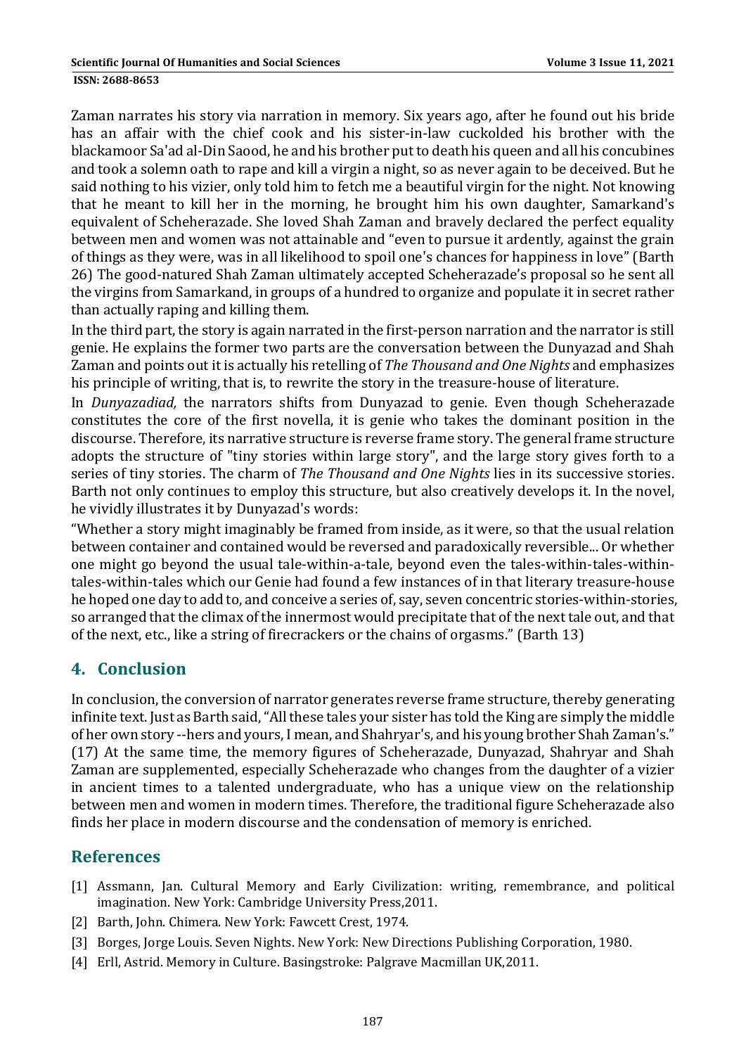Zaman narrates his story via narration in memory. Six years ago, after he found out his bride has an affair with the chief cook and his sister-in-law cuckolded his brother with the blackamoor Sa'ad al-Din Saood, he and his brother put to death his queen and all his concubines and took a solemn oath to rape and kill a virgin a night, so as never again to be deceived. But he said nothing to his vizier, only told him to fetch me a beautiful virgin for the night. Not knowing that he meant to kill her in the morning, he brought him his own daughter, Samarkand's equivalent of Scheherazade. She loved Shah Zaman and bravely declared the perfect equality between men and women was not attainable and "even to pursue it ardently, against the grain of things as they were, was in all likelihood to spoil one's chances for happiness in love" (Barth 26) The good-natured Shah Zaman ultimately accepted Scheherazade's proposal so he sent all the virgins from Samarkand, in groups of a hundred to organize and populate it in secret rather than actually raping and killing them.

In the third part, the story is again narrated in the first-person narration and the narrator is still genie. He explains the former two parts are the conversation between the Dunyazad and Shah Zaman and points out it is actually his retelling of *The Thousand and One Nights* and emphasizes his principle of writing, that is, to rewrite the story in the treasure-house of literature.

In *Dunyazadiad,* the narrators shifts from Dunyazad to genie. Even though Scheherazade constitutes the core of the first novella, it is genie who takes the dominant position in the discourse. Therefore, its narrative structure is reverse frame story. The general frame structure adopts the structure of "tiny stories within large story", and the large story gives forth to a series of tiny stories. The charm of *The Thousand and One Nights* lies in its successive stories. Barth not only continues to employ this structure, but also creatively develops it. In the novel, he vividly illustrates it by Dunyazad's words:

"Whether a story might imaginably be framed from inside, as it were, so that the usual relation between container and contained would be reversed and paradoxically reversible... Or whether one might go beyond the usual tale-within-a-tale, beyond even the tales-within-tales-within-tales-within-tales which our Genie had found a few instances of in that literary treasure-house he hoped one day to add to, and conceive a series of, say, seven concentric stories-within-stories, so arranged that the climax of the innermost would precipitate that of the next tale out, and that of the next, etc., like a string of firecrackers or the chains of orgasms." (Barth 13)

## 4. Conclusion

In conclusion, the conversion of narrator generates reverse frame structure, thereby generating infinite text. Just as Barth said, "All these tales your sister has told the King are simply the middle of her own story --hers and yours, I mean, and Shahryar's, and his young brother Shah Zaman's." (17) At the same time, the memory figures of Scheherazade, Dunyazad, Shahryar and Shah Zaman are supplemented, especially Scheherazade who changes from the daughter of a vizier in ancient times to a talented undergraduate, who has a unique view on the relationship between men and women in modern times. Therefore, the traditional figure Scheherazade also finds her place in modern discourse and the condensation of memory is enriched.

## References

[1] Assmann, Jan. Cultural Memory and Early Civilization: writing, remembrance, and political imagination. New York: Cambridge University Press,2011.

[2] Barth, John. Chimera. New York: Fawcett Crest, 1974.

[3] Borges, Jorge Louis. Seven Nights. New York: New Directions Publishing Corporation, 1980.

[4] Erll, Astrid. Memory in Culture. Basingstroke: Palgrave Macmillan UK,2011.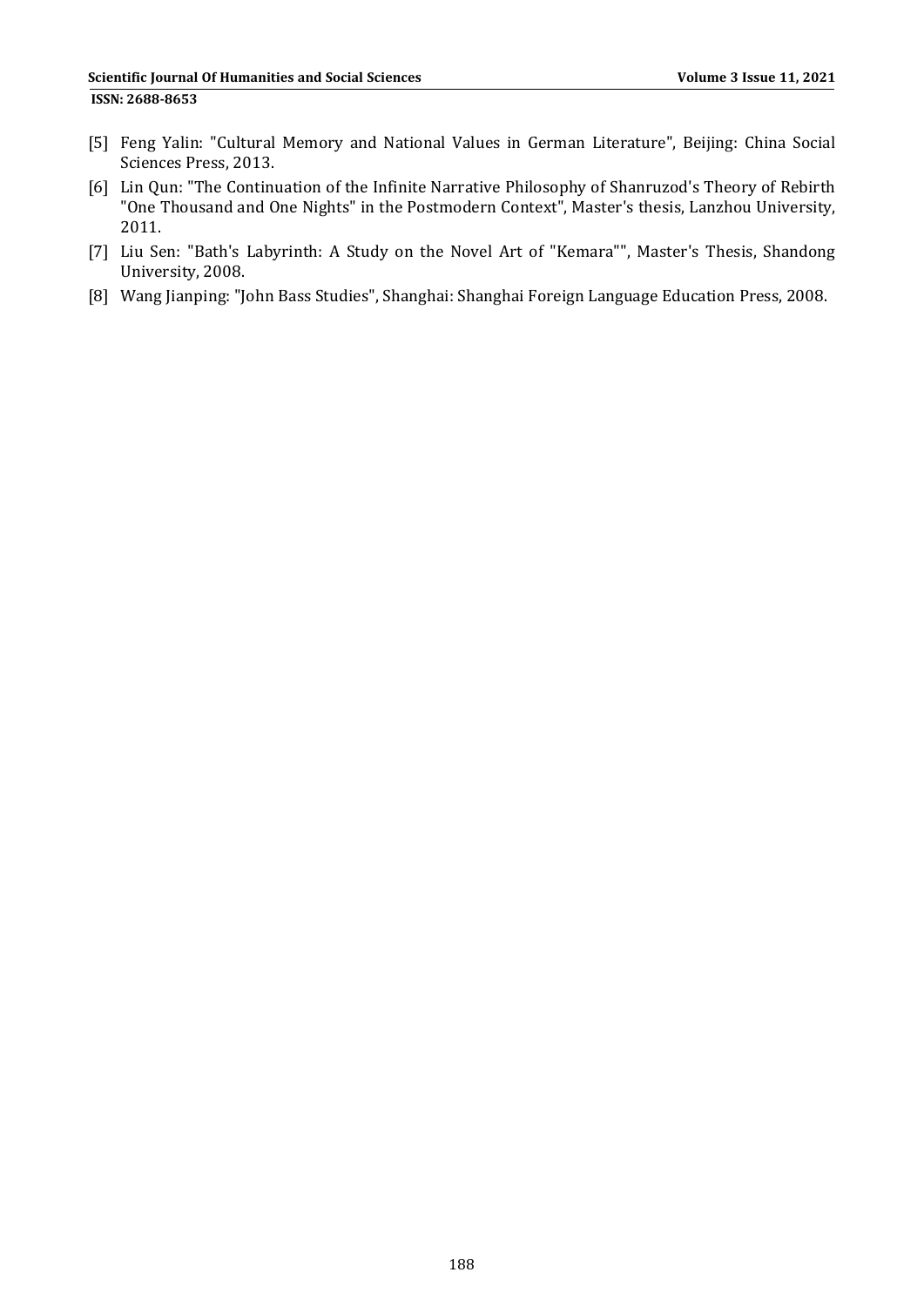[5] Feng Yalin: "Cultural Memory and National Values in German Literature", Beijing: China Social Sciences Press, 2013.

[6] Lin Qun: "The Continuation of the Infinite Narrative Philosophy of Shanruzod's Theory of Rebirth "One Thousand and One Nights" in the Postmodern Context", Master's thesis, Lanzhou University, 2011.

[7] Liu Sen: "Bath's Labyrinth: A Study on the Novel Art of "Kemara"", Master's Thesis, Shandong University, 2008.

[8] Wang Jianping: "John Bass Studies", Shanghai: Shanghai Foreign Language Education Press, 2008.